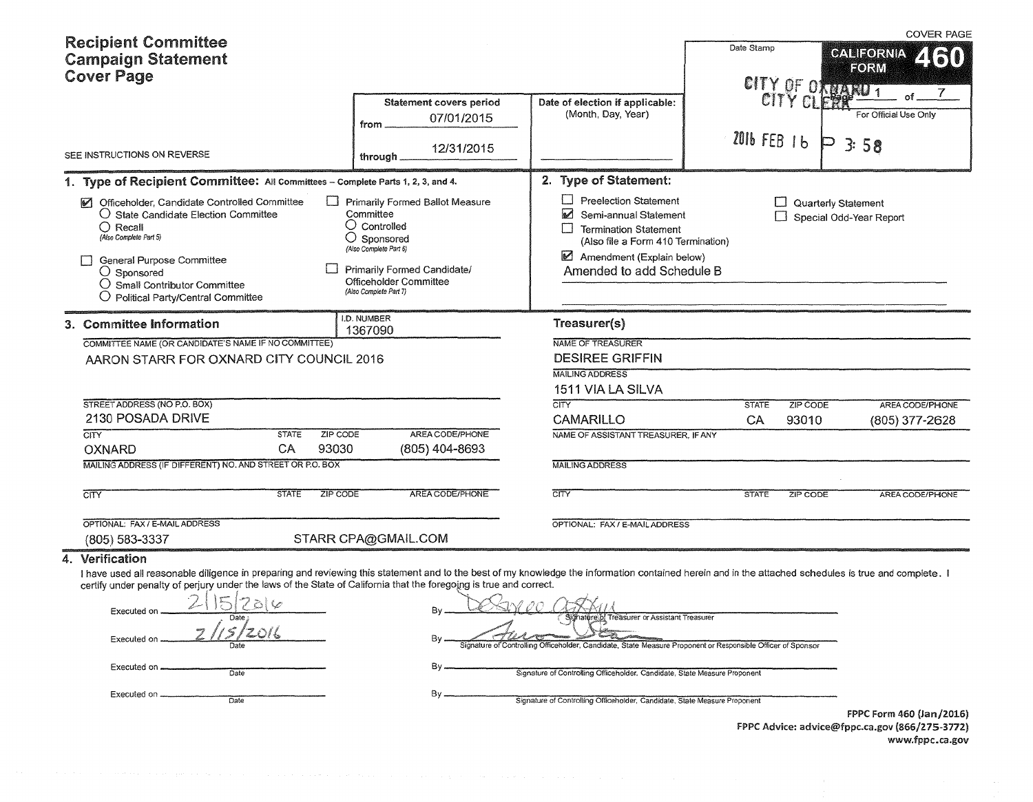# Recipient Committee Campaign Statement Cover Page

COVER PAGE

**CALIFORNIA FORM 460**

Date Stamp: CITY OF OXNARD CITY CLERK 2016 FEB 16 P 3:58

Page 1 of 7

For Official Use Only

| Statement covers period | Date of election if applicable: (Month, Day, Year) |
|---|---|
| from 07/01/2015 | |
| through 12/31/2015 | |

SEE INSTRUCTIONS ON REVERSE

## 1. Type of Recipient Committee: All Committees – Complete Parts 1, 2, 3, and 4.

- [x] Officeholder, Candidate Controlled Committee
  - ○ State Candidate Election Committee
  - ○ Recall (Also Complete Part 5)
- [ ] General Purpose Committee
  - ○ Sponsored
  - ○ Small Contributor Committee
  - ○ Political Party/Central Committee
- [ ] Primarily Formed Ballot Measure Committee
  - ○ Controlled
  - ○ Sponsored (Also Complete Part 6)
- [ ] Primarily Formed Candidate/Officeholder Committee (Also Complete Part 7)

## 2. Type of Statement:

- [ ] Preelection Statement
- [x] Semi-annual Statement
- [ ] Termination Statement (Also file a Form 410 Termination)
- [ ] Quarterly Statement
- [ ] Special Odd-Year Report
- [x] Amendment (Explain below)

Amended to add Schedule B

## 3. Committee Information

I.D. NUMBER: 1367090

COMMITTEE NAME (OR CANDIDATE'S NAME IF NO COMMITTEE): AARON STARR FOR OXNARD CITY COUNCIL 2016

STREET ADDRESS (NO P.O. BOX): 2130 POSADA DRIVE

| CITY | STATE | ZIP CODE | AREA CODE/PHONE |
|---|---|---|---|
| OXNARD | CA | 93030 | (805) 404-8693 |

MAILING ADDRESS (IF DIFFERENT) NO. AND STREET OR P.O. BOX:

| CITY | STATE | ZIP CODE | AREA CODE/PHONE |
|---|---|---|---|
| | | | |

OPTIONAL: FAX / E-MAIL ADDRESS: (805) 583-3337 STARR CPA@GMAIL.COM

### Treasurer(s)

NAME OF TREASURER: DESIREE GRIFFIN

MAILING ADDRESS: 1511 VIA LA SILVA

| CITY | STATE | ZIP CODE | AREA CODE/PHONE |
|---|---|---|---|
| CAMARILLO | CA | 93010 | (805) 377-2628 |

NAME OF ASSISTANT TREASURER, IF ANY:

MAILING ADDRESS:

| CITY | STATE | ZIP CODE | AREA CODE/PHONE |
|---|---|---|---|
| | | | |

OPTIONAL: FAX / E-MAIL ADDRESS:

## 4. Verification

I have used all reasonable diligence in preparing and reviewing this statement and to the best of my knowledge the information contained herein and in the attached schedules is true and complete. I certify under penalty of perjury under the laws of the State of California that the foregoing is true and correct.

Executed on 2/15/2016 By [signature] Signature of Treasurer or Assistant Treasurer

Executed on 2/15/2016 By [signature] Signature of Controlling Officeholder, Candidate, State Measure Proponent or Responsible Officer of Sponsor

Executed on ________ Date By ________ Signature of Controlling Officeholder, Candidate, State Measure Proponent

Executed on ________ Date By ________ Signature of Controlling Officeholder, Candidate, State Measure Proponent

FPPC Form 460 (Jan/2016)
FPPC Advice: advice@fppc.ca.gov (866/275-3772)
www.fppc.ca.gov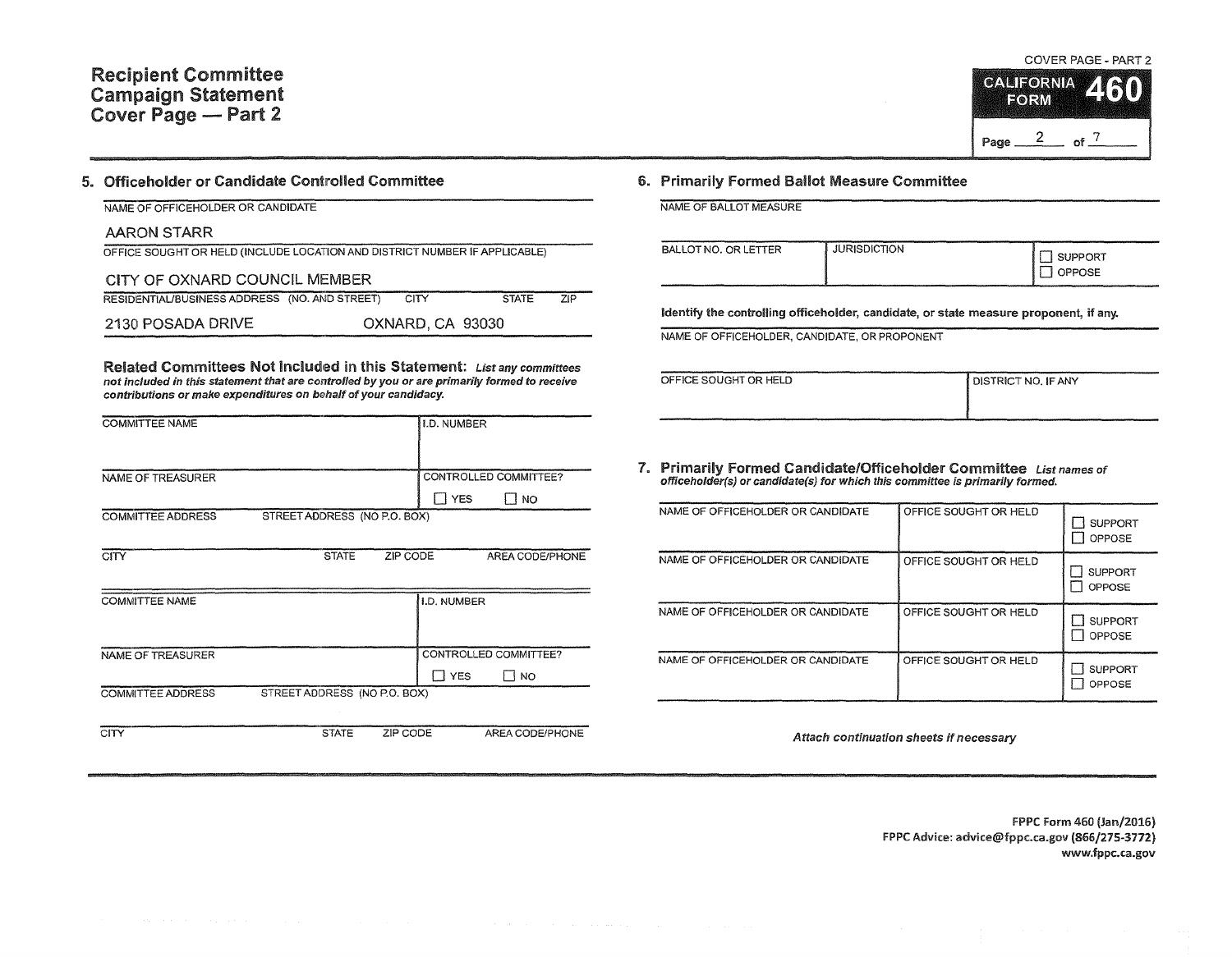# Recipient Committee Campaign Statement Cover Page — Part 2

COVER PAGE - PART 2

**CALIFORNIA FORM 460**

## 5. Officeholder or Candidate Controlled Committee

NAME OF OFFICEHOLDER OR CANDIDATE

AARON STARR

OFFICE SOUGHT OR HELD (INCLUDE LOCATION AND DISTRICT NUMBER IF APPLICABLE)

CITY OF OXNARD COUNCIL MEMBER

| RESIDENTIAL/BUSINESS ADDRESS (NO. AND STREET) | CITY | STATE | ZIP |
|---|---|---|---|
| 2130 POSADA DRIVE | OXNARD, | CA | 93030 |

**Related Committees Not Included in this Statement:** *List any committees not included in this statement that are controlled by you or are primarily formed to receive contributions or make expenditures on behalf of your candidacy.*

| COMMITTEE NAME | | | I.D. NUMBER |
|---|---|---|---|
| NAME OF TREASURER | | | CONTROLLED COMMITTEE? ☐ YES ☐ NO |
| COMMITTEE ADDRESS | STREET ADDRESS (NO P.O. BOX) | | |
| CITY | STATE | ZIP CODE | AREA CODE/PHONE |

| COMMITTEE NAME | | | I.D. NUMBER |
|---|---|---|---|
| NAME OF TREASURER | | | CONTROLLED COMMITTEE? ☐ YES ☐ NO |
| COMMITTEE ADDRESS | STREET ADDRESS (NO P.O. BOX) | | |
| CITY | STATE | ZIP CODE | AREA CODE/PHONE |

## 6. Primarily Formed Ballot Measure Committee

NAME OF BALLOT MEASURE

| BALLOT NO. OR LETTER | JURISDICTION | ☐ SUPPORT ☐ OPPOSE |
|---|---|---|

**Identify the controlling officeholder, candidate, or state measure proponent, if any.**

NAME OF OFFICEHOLDER, CANDIDATE, OR PROPONENT

| OFFICE SOUGHT OR HELD | DISTRICT NO. IF ANY |
|---|---|

## 7. Primarily Formed Candidate/Officeholder Committee

*List names of officeholder(s) or candidate(s) for which this committee is primarily formed.*

| NAME OF OFFICEHOLDER OR CANDIDATE | OFFICE SOUGHT OR HELD | |
|---|---|---|
| | | ☐ SUPPORT ☐ OPPOSE |
| NAME OF OFFICEHOLDER OR CANDIDATE | OFFICE SOUGHT OR HELD | ☐ SUPPORT ☐ OPPOSE |
| NAME OF OFFICEHOLDER OR CANDIDATE | OFFICE SOUGHT OR HELD | ☐ SUPPORT ☐ OPPOSE |
| NAME OF OFFICEHOLDER OR CANDIDATE | OFFICE SOUGHT OR HELD | ☐ SUPPORT ☐ OPPOSE |

*Attach continuation sheets if necessary*

FPPC Form 460 (Jan/2016)
FPPC Advice: advice@fppc.ca.gov (866/275-3772)
www.fppc.ca.gov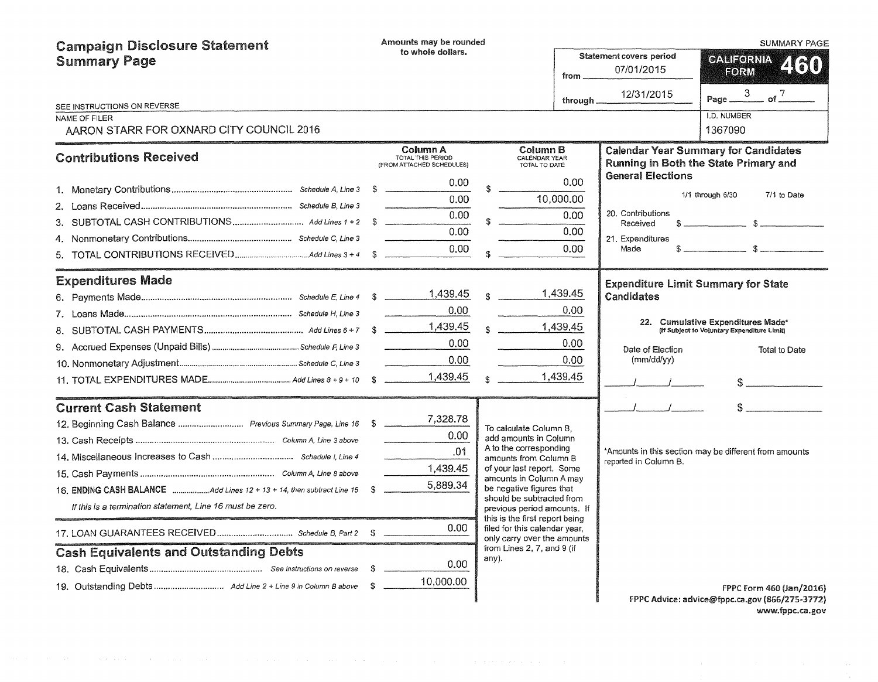# Campaign Disclosure Statement Summary Page

Amounts may be rounded to whole dollars.

SEE INSTRUCTIONS ON REVERSE

Statement covers period from 07/01/2015 through 12/31/2015

**CALIFORNIA FORM 460** — SUMMARY PAGE

Page 3 of 7

NAME OF FILER: AARON STARR FOR OXNARD CITY COUNCIL 2016

I.D. NUMBER: 1367090

## Contributions Received

| | | Column A TOTAL THIS PERIOD (FROM ATTACHED SCHEDULES) | Column B CALENDAR YEAR TOTAL TO DATE |
|---|---|---|---|
| 1. Monetary Contributions | Schedule A, Line 3 | $ 0.00 | $ 0.00 |
| 2. Loans Received | Schedule B, Line 3 | 0.00 | 10,000.00 |
| 3. SUBTOTAL CASH CONTRIBUTIONS | Add Lines 1 + 2 | $ 0.00 | $ 0.00 |
| 4. Nonmonetary Contributions | Schedule C, Line 3 | 0.00 | 0.00 |
| 5. TOTAL CONTRIBUTIONS RECEIVED | Add Lines 3 + 4 | $ 0.00 | $ 0.00 |

## Expenditures Made

| | | Column A | Column B |
|---|---|---|---|
| 6. Payments Made | Schedule E, Line 4 | $ 1,439.45 | $ 1,439.45 |
| 7. Loans Made | Schedule H, Line 3 | 0.00 | 0.00 |
| 8. SUBTOTAL CASH PAYMENTS | Add Lines 6 + 7 | $ 1,439.45 | $ 1,439.45 |
| 9. Accrued Expenses (Unpaid Bills) | Schedule F, Line 3 | 0.00 | 0.00 |
| 10. Nonmonetary Adjustment | Schedule C, Line 3 | 0.00 | 0.00 |
| 11. TOTAL EXPENDITURES MADE | Add Lines 8 + 9 + 10 | $ 1,439.45 | $ 1,439.45 |

## Current Cash Statement

| | | |
|---|---|---|
| 12. Beginning Cash Balance | Previous Summary Page, Line 16 | $ 7,328.78 |
| 13. Cash Receipts | Column A, Line 3 above | 0.00 |
| 14. Miscellaneous Increases to Cash | Schedule I, Line 4 | .01 |
| 15. Cash Payments | Column A, Line 8 above | 1,439.45 |
| 16. **ENDING CASH BALANCE** | Add Lines 12 + 13 + 14, then subtract Line 15 | $ 5,889.34 |

*If this is a termination statement, Line 16 must be zero.*

| | | |
|---|---|---|
| 17. LOAN GUARANTEES RECEIVED | Schedule B, Part 2 | $ 0.00 |

To calculate Column B, add amounts in Column A to the corresponding amounts from Column B of your last report. Some amounts in Column A may be negative figures that should be subtracted from previous period amounts. If this is the first report being filed for this calendar year, only carry over the amounts from Lines 2, 7, and 9 (if any).

## Cash Equivalents and Outstanding Debts

| | | |
|---|---|---|
| 18. Cash Equivalents | See instructions on reverse | $ 0.00 |
| 19. Outstanding Debts | Add Line 2 + Line 9 in Column B above | $ 10,000.00 |

## Calendar Year Summary for Candidates Running in Both the State Primary and General Elections

| | 1/1 through 6/30 | 7/1 to Date |
|---|---|---|
| 20. Contributions Received | $ | $ |
| 21. Expenditures Made | $ | $ |

## Expenditure Limit Summary for State Candidates

22. Cumulative Expenditures Made* (If Subject to Voluntary Expenditure Limit)

| Date of Election (mm/dd/yy) | Total to Date |
|---|---|
| / / | $ |
| / / | $ |

*Amounts in this section may be different from amounts reported in Column B.

FPPC Form 460 (Jan/2016)
FPPC Advice: advice@fppc.ca.gov (866/275-3772)
www.fppc.ca.gov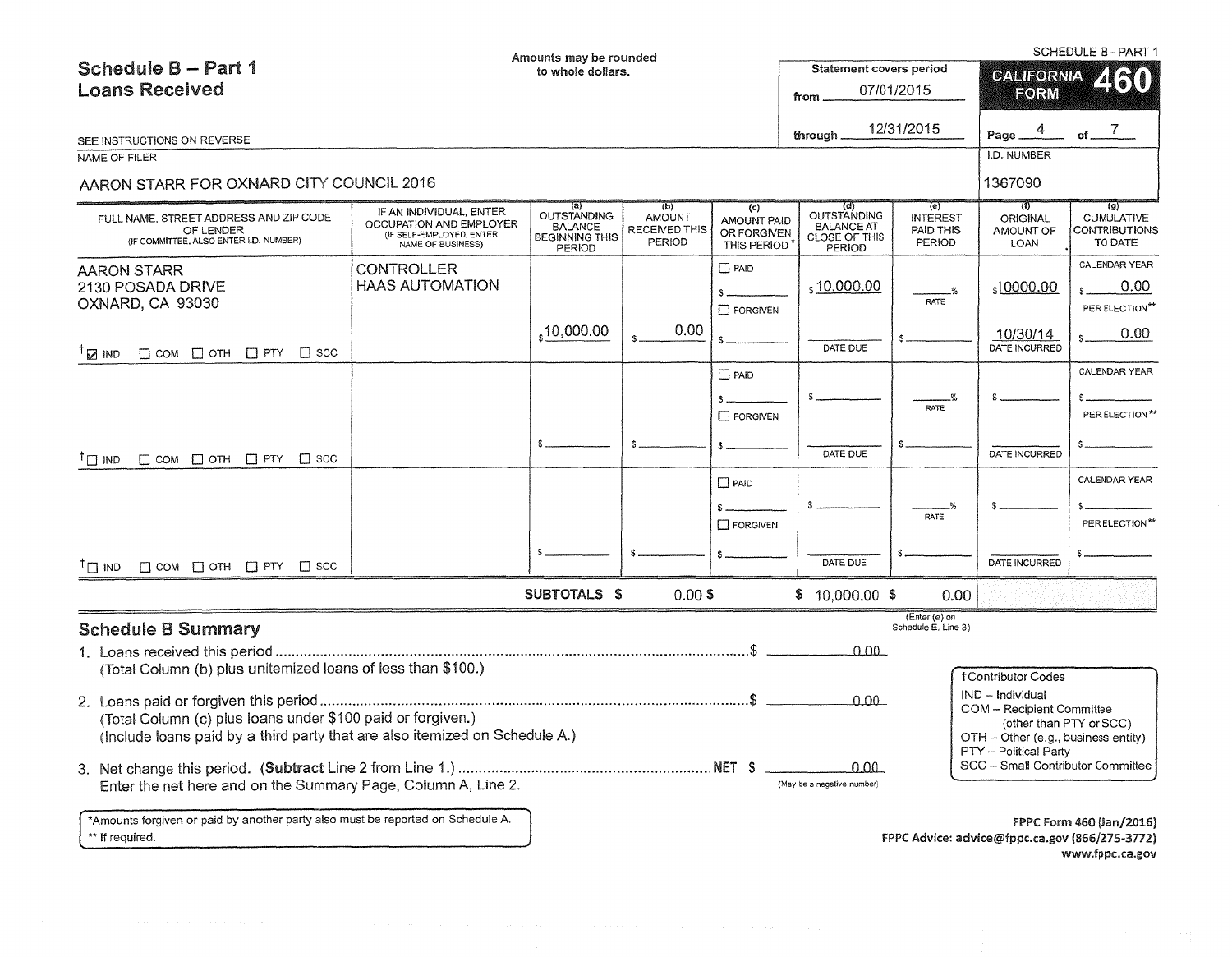# Schedule B – Part 1
## Loans Received

Amounts may be rounded to whole dollars.

SCHEDULE B - PART 1

**CALIFORNIA FORM 460**

Statement covers period from 07/01/2015 through 12/31/2015

SEE INSTRUCTIONS ON REVERSE

NAME OF FILER: AARON STARR FOR OXNARD CITY COUNCIL 2016

I.D. NUMBER: 1367090

| FULL NAME, STREET ADDRESS AND ZIP CODE OF LENDER (IF COMMITTEE, ALSO ENTER I.D. NUMBER) | IF AN INDIVIDUAL, ENTER OCCUPATION AND EMPLOYER (IF SELF-EMPLOYED, ENTER NAME OF BUSINESS) | (a) OUTSTANDING BALANCE BEGINNING THIS PERIOD | (b) AMOUNT RECEIVED THIS PERIOD | (c) AMOUNT PAID OR FORGIVEN THIS PERIOD* | (d) OUTSTANDING BALANCE AT CLOSE OF THIS PERIOD | (e) INTEREST PAID THIS PERIOD | (f) ORIGINAL AMOUNT OF LOAN | (g) CUMULATIVE CONTRIBUTIONS TO DATE |
|---|---|---|---|---|---|---|---|---|
| AARON STARR<br>2130 POSADA DRIVE<br>OXNARD, CA 93030<br>†☒ IND ☐ COM ☐ OTH ☐ PTY ☐ SCC | CONTROLLER<br>HAAS AUTOMATION | $10,000.00 | $0.00 | ☐ PAID $<br>☐ FORGIVEN $ | $10,000.00<br>DATE DUE: | RATE: %<br>$ | $10000.00<br>DATE INCURRED: 10/30/14 | CALENDAR YEAR $0.00<br>PER ELECTION** $0.00 |
| †☐ IND ☐ COM ☐ OTH ☐ PTY ☐ SCC | | $ | $ | ☐ PAID $<br>☐ FORGIVEN $ | $<br>DATE DUE | RATE %<br>$ | $<br>DATE INCURRED | CALENDAR YEAR $<br>PER ELECTION** $ |
| †☐ IND ☐ COM ☐ OTH ☐ PTY ☐ SCC | | $ | $ | ☐ PAID $<br>☐ FORGIVEN $ | $<br>DATE DUE | RATE %<br>$ | $<br>DATE INCURRED | CALENDAR YEAR $<br>PER ELECTION** $ |
| | SUBTOTALS | $ | $0.00 | $ | $10,000.00 | $0.00 (Enter (e) on Schedule E, Line 3) | | |

## Schedule B Summary

1. Loans received this period ..................................................... $ 0.00
   (Total Column (b) plus unitemized loans of less than $100.)
2. Loans paid or forgiven this period ..................................................... $ 0.00
   (Total Column (c) plus loans under $100 paid or forgiven.)
   (Include loans paid by a third party that are also itemized on Schedule A.)
3. Net change this period. (**Subtract** Line 2 from Line 1.) ..................... NET $ 0.00
   Enter the net here and on the Summary Page, Column A, Line 2. (May be a negative number)

†Contributor Codes
- IND – Individual
- COM – Recipient Committee (other than PTY or SCC)
- OTH – Other (e.g., business entity)
- PTY – Political Party
- SCC – Small Contributor Committee

*Amounts forgiven or paid by another party also must be reported on Schedule A.
** If required.

FPPC Form 460 (Jan/2016)
FPPC Advice: advice@fppc.ca.gov (866/275-3772)
www.fppc.ca.gov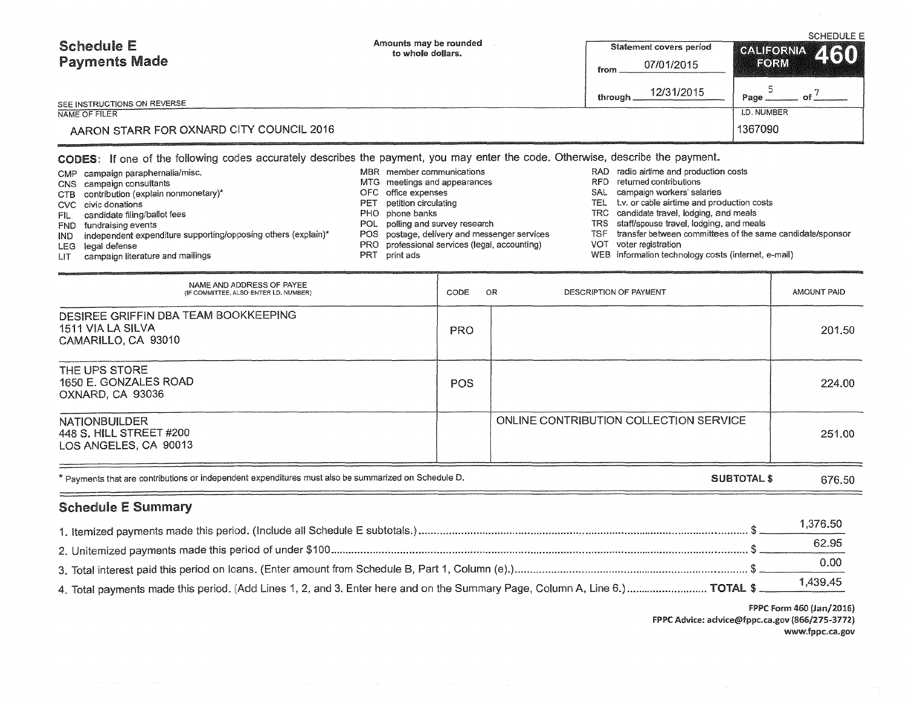# Schedule E
## Payments Made

Amounts may be rounded to whole dollars.

SEE INSTRUCTIONS ON REVERSE

Statement covers period from 07/01/2015 through 12/31/2015

SCHEDULE E

CALIFORNIA FORM 460

NAME OF FILER: AARON STARR FOR OXNARD CITY COUNCIL 2016

I.D. NUMBER: 1367090

**CODES:** If one of the following codes accurately describes the payment, you may enter the code. Otherwise, describe the payment.

- CMP campaign paraphernalia/misc.
- CNS campaign consultants
- CTB contribution (explain nonmonetary)*
- CVC civic donations
- FIL candidate filing/ballot fees
- FND fundraising events
- IND independent expenditure supporting/opposing others (explain)*
- LEG legal defense
- LIT campaign literature and mailings
- MBR member communications
- MTG meetings and appearances
- OFC office expenses
- PET petition circulating
- PHO phone banks
- POL polling and survey research
- POS postage, delivery and messenger services
- PRO professional services (legal, accounting)
- PRT print ads
- RAD radio airtime and production costs
- RFD returned contributions
- SAL campaign workers' salaries
- TEL t.v. or cable airtime and production costs
- TRC candidate travel, lodging, and meals
- TRS staff/spouse travel, lodging, and meals
- TSF transfer between committees of the same candidate/sponsor
- VOT voter registration
- WEB information technology costs (internet, e-mail)

| NAME AND ADDRESS OF PAYEE (IF COMMITTEE, ALSO ENTER I.D. NUMBER) | CODE | OR DESCRIPTION OF PAYMENT | AMOUNT PAID |
|---|---|---|---|
| DESIREE GRIFFIN DBA TEAM BOOKKEEPING<br>1511 VIA LA SILVA<br>CAMARILLO, CA 93010 | PRO | | 201.50 |
| THE UPS STORE<br>1650 E. GONZALES ROAD<br>OXNARD, CA 93036 | POS | | 224.00 |
| NATIONBUILDER<br>448 S. HILL STREET #200<br>LOS ANGELES, CA 90013 | | ONLINE CONTRIBUTION COLLECTION SERVICE | 251.00 |

* Payments that are contributions or independent expenditures must also be summarized on Schedule D.

**SUBTOTAL $** 676.50

## Schedule E Summary

1. Itemized payments made this period. (Include all Schedule E subtotals.) $ 1,376.50
2. Unitemized payments made this period of under $100 $ 62.95
3. Total interest paid this period on loans. (Enter amount from Schedule B, Part 1, Column (e).) $ 0.00
4. Total payments made this period. (Add Lines 1, 2, and 3. Enter here and on the Summary Page, Column A, Line 6.) **TOTAL $** 1,439.45

FPPC Form 460 (Jan/2016)
FPPC Advice: advice@fppc.ca.gov (866/275-3772)
www.fppc.ca.gov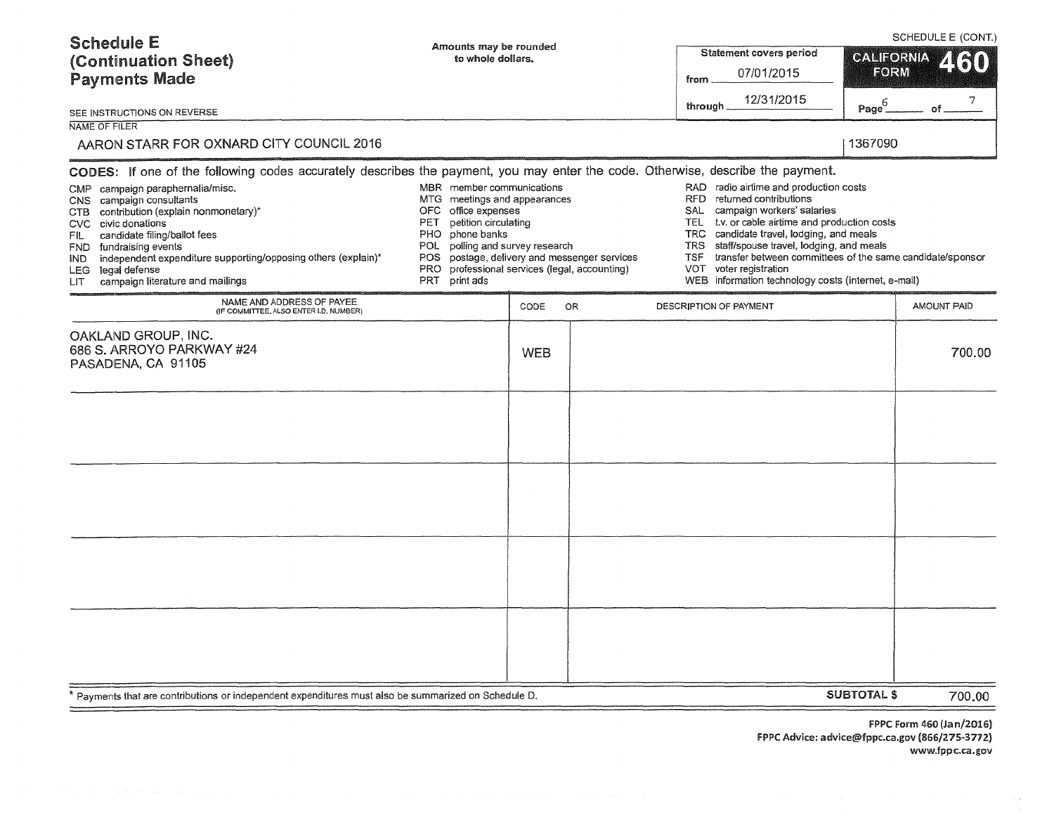# Schedule E (Continuation Sheet) Payments Made

Amounts may be rounded to whole dollars.

SCHEDULE E (CONT.)

**CALIFORNIA FORM 460**

Statement covers period from 07/01/2015 through 12/31/2015

Page 6 of 7

SEE INSTRUCTIONS ON REVERSE

NAME OF FILER

AARON STARR FOR OXNARD CITY COUNCIL 2016 | 1367090

**CODES:** If one of the following codes accurately describes the payment, you may enter the code. Otherwise, describe the payment.

- CMP campaign paraphernalia/misc.
- CNS campaign consultants
- CTB contribution (explain nonmonetary)*
- CVC civic donations
- FIL candidate filing/ballot fees
- FND fundraising events
- IND independent expenditure supporting/opposing others (explain)*
- LEG legal defense
- LIT campaign literature and mailings
- MBR member communications
- MTG meetings and appearances
- OFC office expenses
- PET petition circulating
- PHO phone banks
- POL polling and survey research
- POS postage, delivery and messenger services
- PRO professional services (legal, accounting)
- PRT print ads
- RAD radio airtime and production costs
- RFD returned contributions
- SAL campaign workers' salaries
- TEL t.v. or cable airtime and production costs
- TRC candidate travel, lodging, and meals
- TRS staff/spouse travel, lodging, and meals
- TSF transfer between committees of the same candidate/sponsor
- VOT voter registration
- WEB information technology costs (internet, e-mail)

| NAME AND ADDRESS OF PAYEE (IF COMMITTEE, ALSO ENTER I.D. NUMBER) | CODE | OR DESCRIPTION OF PAYMENT | AMOUNT PAID |
|---|---|---|---|
| OAKLAND GROUP, INC.<br>686 S. ARROYO PARKWAY #24<br>PASADENA, CA 91105 | WEB | | 700.00 |
| | | | |
| | | | |
| | | | |
| | | | |

\* Payments that are contributions or independent expenditures must also be summarized on Schedule D.

**SUBTOTAL $** 700.00

FPPC Form 460 (Jan/2016)
FPPC Advice: advice@fppc.ca.gov (866/275-3772)
www.fppc.ca.gov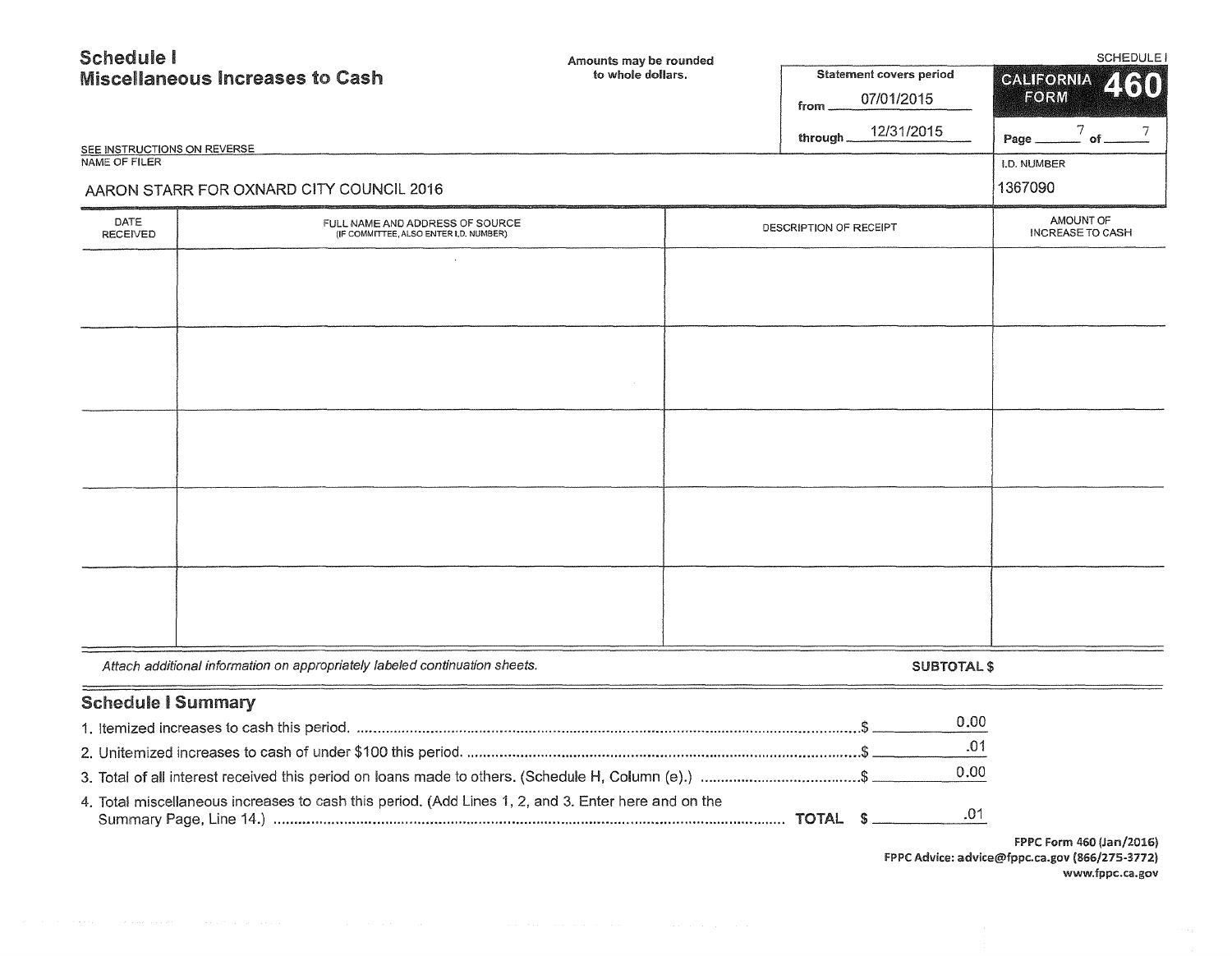# Schedule I
## Miscellaneous Increases to Cash

Amounts may be rounded to whole dollars.

SEE INSTRUCTIONS ON REVERSE

| Statement covers period | |
|---|---|
| from | 07/01/2015 |
| through | 12/31/2015 |

SCHEDULE I

CALIFORNIA FORM 460

NAME OF FILER

AARON STARR FOR OXNARD CITY COUNCIL 2016

I.D. NUMBER

1367090

| DATE RECEIVED | FULL NAME AND ADDRESS OF SOURCE (IF COMMITTEE, ALSO ENTER I.D. NUMBER) | DESCRIPTION OF RECEIPT | AMOUNT OF INCREASE TO CASH |
|---|---|---|---|
| | | | |
| | | | |
| | | | |
| | | | |
| | | | |

*Attach additional information on appropriately labeled continuation sheets.*

**SUBTOTAL $**

## Schedule I Summary

1. Itemized increases to cash this period. ............ $ 0.00
2. Unitemized increases to cash of under $100 this period. ............ $ .01
3. Total of all interest received this period on loans made to others. (Schedule H, Column (e).) ............ $ 0.00
4. Total miscellaneous increases to cash this period. (Add Lines 1, 2, and 3. Enter here and on the Summary Page, Line 14.) ............ **TOTAL** $ .01

FPPC Form 460 (Jan/2016)
FPPC Advice: advice@fppc.ca.gov (866/275-3772)
www.fppc.ca.gov